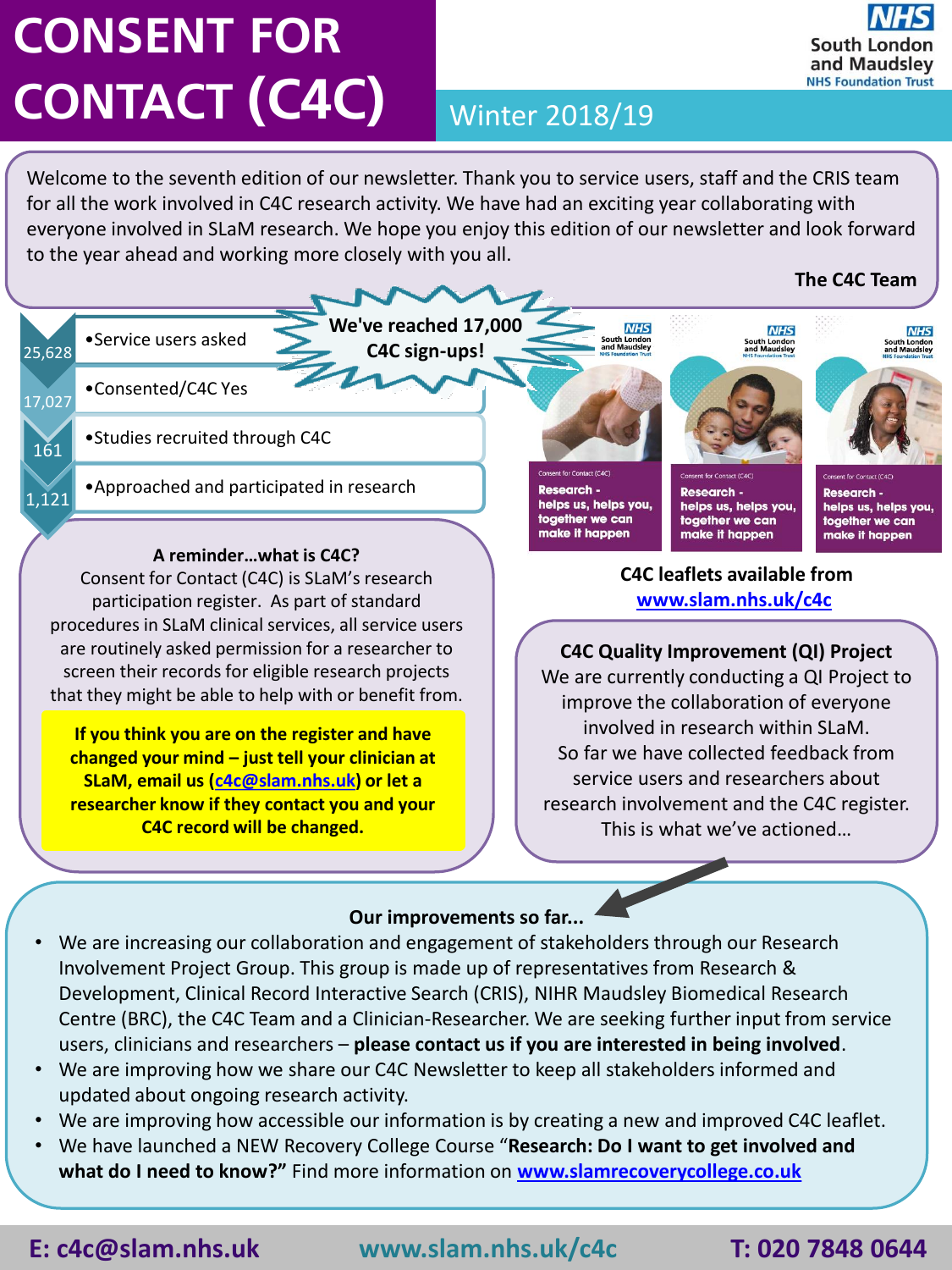# CONSENT FOR CONTACT (C4C)

Winter 2018/19

Welcome to the seventh edition of our newsletter. Thank you to service users, staff and the CRIS team for all the work involved in C4C research activity. We have had an exciting year collaborating with everyone involved in SLaM research. We hope you enjoy this edition of our newsletter and look forward to the year ahead and working more closely with you all.

**The C4C Team**

**We've reached 17,000 C4C sign-ups!**

- 25,628 • Service users asked
- 17,027 • Consented/C4C Yes
- 161 • Studies recruited through C4C
- 1,121 • Approached and participated in research

**A reminder…what is C4C?**

Consent for Contact (C4C) is SLaM's research participation register. As part of standard procedures in SLaM clinical services, all service users are routinely asked permission for a researcher to screen their records for eligible research projects that they might be able to help with or benefit from.

**If you think you are on the register and have changed your mind – just tell your clinician at SLaM, email us (c4c@slam.nhs.uk) or let a researcher know if they contact you and your C4C record will be changed.**

Consent for Contact (C4C)
**Research - helps us, helps you, together we can make it happen**

**C4C leaflets available from www.slam.nhs.uk/c4c**

**C4C Quality Improvement (QI) Project**

We are currently conducting a QI Project to improve the collaboration of everyone involved in research within SLaM.
So far we have collected feedback from service users and researchers about research involvement and the C4C register.
This is what we've actioned…

**Our improvements so far...**

- We are increasing our collaboration and engagement of stakeholders through our Research Involvement Project Group. This group is made up of representatives from Research & Development, Clinical Record Interactive Search (CRIS), NIHR Maudsley Biomedical Research Centre (BRC), the C4C Team and a Clinician-Researcher. We are seeking further input from service users, clinicians and researchers – **please contact us if you are interested in being involved**.
- We are improving how we share our C4C Newsletter to keep all stakeholders informed and updated about ongoing research activity.
- We are improving how accessible our information is by creating a new and improved C4C leaflet.
- We have launched a NEW Recovery College Course "**Research: Do I want to get involved and what do I need to know?"** Find more information on www.slamrecoverycollege.co.uk

**E: c4c@slam.nhs.uk** **www.slam.nhs.uk/c4c** **T: 020 7848 0644**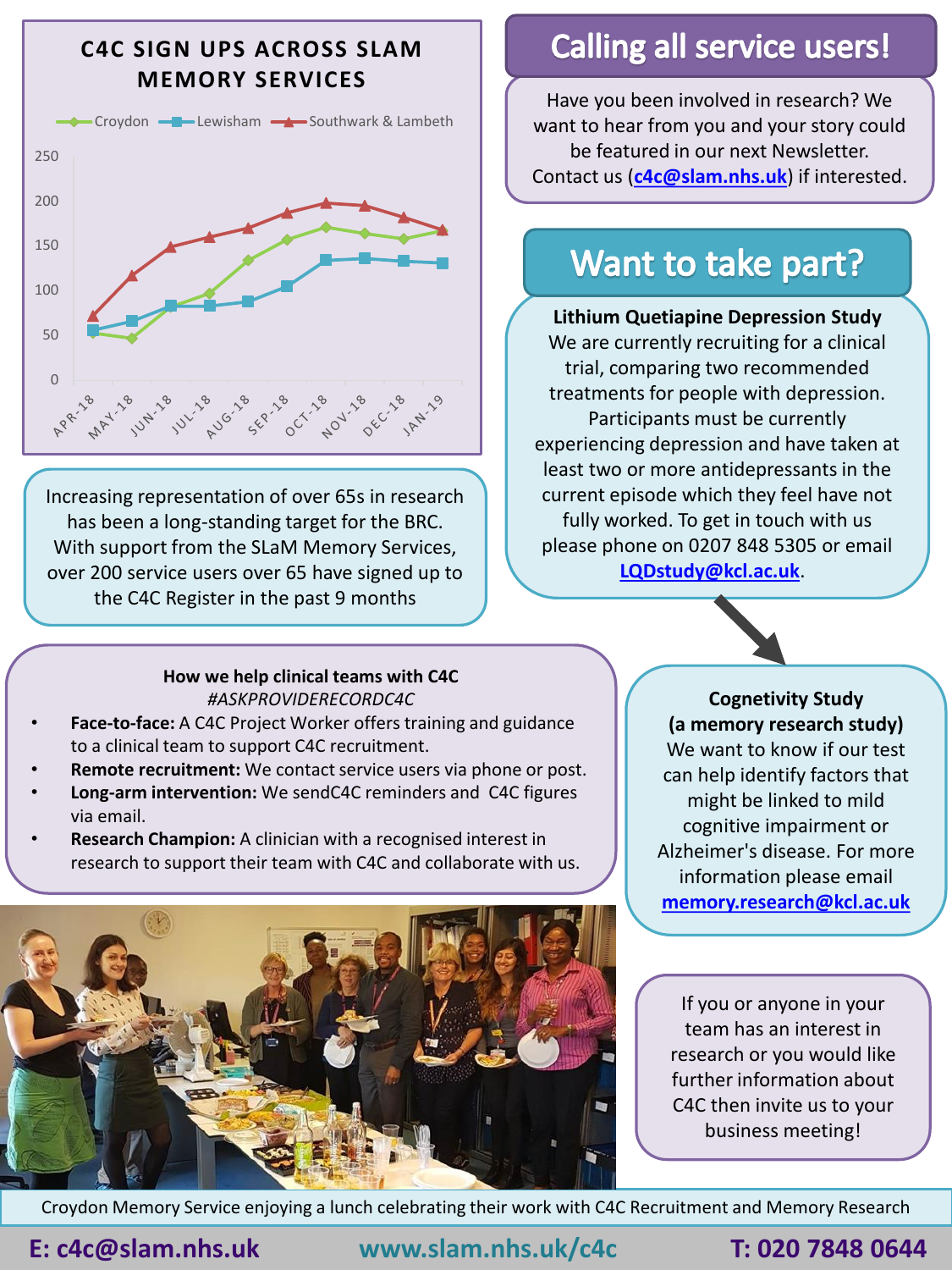## C4C SIGN UPS ACROSS SLAM MEMORY SERVICES

Croydon
Lewisham
Southwark & Lambeth

250
200
150
100
50
0

APR-18
MAY-18
JUN-18
JUL-18
AUG-18
SEP-18
OCT-18
NOV-18
DEC-18
JAN-19

Increasing representation of over 65s in research has been a long-standing target for the BRC. With support from the SLaM Memory Services, over 200 service users over 65 have signed up to the C4C Register in the past 9 months

## Calling all service users!

Have you been involved in research? We want to hear from you and your story could be featured in our next Newsletter. Contact us (c4c@slam.nhs.uk) if interested.

## Want to take part?

**Lithium Quetiapine Depression Study**
We are currently recruiting for a clinical trial, comparing two recommended treatments for people with depression. Participants must be currently experiencing depression and have taken at least two or more antidepressants in the current episode which they feel have not fully worked. To get in touch with us please phone on 0207 848 5305 or email LQDstudy@kcl.ac.uk.

**Cognetivity Study (a memory research study)**
We want to know if our test can help identify factors that might be linked to mild cognitive impairment or Alzheimer's disease. For more information please email memory.research@kcl.ac.uk

### How we help clinical teams with C4C

*#ASKPROVIDERECORDC4C*

- **Face-to-face:** A C4C Project Worker offers training and guidance to a clinical team to support C4C recruitment.
- **Remote recruitment:** We contact service users via phone or post.
- **Long-arm intervention:** We sendC4C reminders and C4C figures via email.
- **Research Champion:** A clinician with a recognised interest in research to support their team with C4C and collaborate with us.

If you or anyone in your team has an interest in research or you would like further information about C4C then invite us to your business meeting!

Croydon Memory Service enjoying a lunch celebrating their work with C4C Recruitment and Memory Research

**E: c4c@slam.nhs.uk** **www.slam.nhs.uk/c4c** **T: 020 7848 0644**